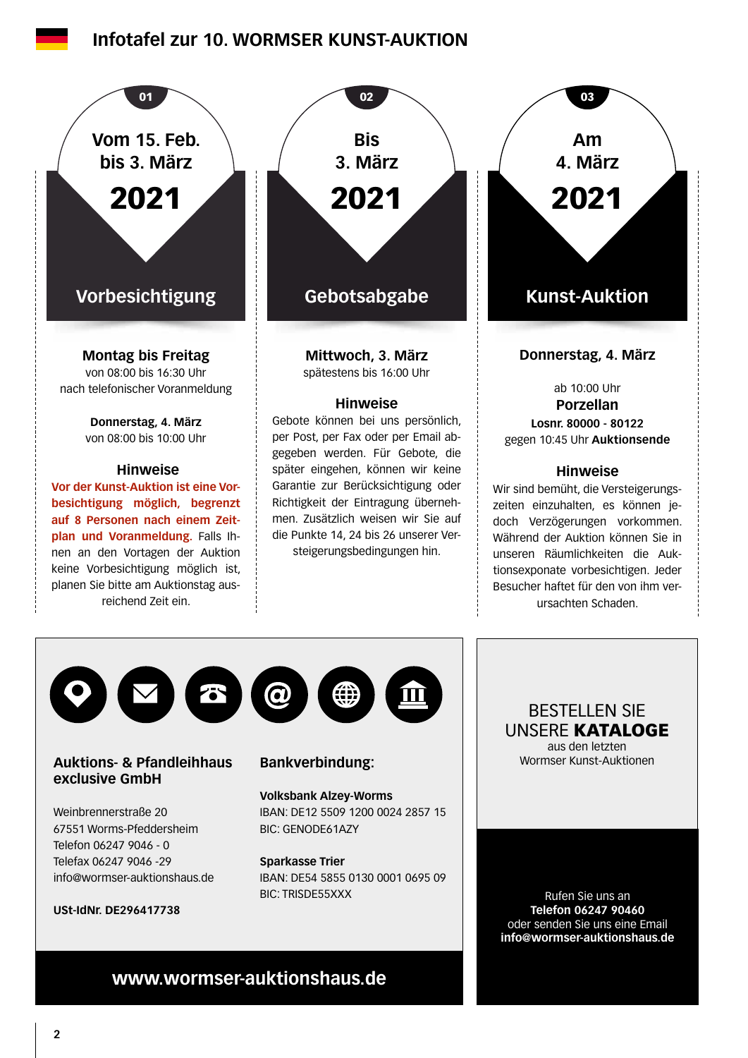# Infotafel zur 10. WORMSER KUNST-AUKTION

## 01

**Vom 15. Feb. bis 3. März 2021**

### Vorbesichtigung

**Montag bis Freitag**
von 08:00 bis 16:30 Uhr
nach telefonischer Voranmeldung

**Donnerstag, 4. März**
von 08:00 bis 10:00 Uhr

**Hinweise**

**Vor der Kunst-Auktion ist eine Vorbesichtigung möglich, begrenzt auf 8 Personen nach einem Zeitplan und Voranmeldung.** Falls Ihnen an den Vortagen der Auktion keine Vorbesichtigung möglich ist, planen Sie bitte am Auktionstag ausreichend Zeit ein.

## 02

**Bis 3. März 2021**

### Gebotsabgabe

**Mittwoch, 3. März**
spätestens bis 16:00 Uhr

**Hinweise**

Gebote können bei uns persönlich, per Post, per Fax oder per Email abgegeben werden. Für Gebote, die später eingehen, können wir keine Garantie zur Berücksichtigung oder Richtigkeit der Eintragung übernehmen. Zusätzlich weisen wir Sie auf die Punkte 14, 24 bis 26 unserer Versteigerungsbedingungen hin.

## 03

**Am 4. März 2021**

### Kunst-Auktion

**Donnerstag, 4. März**

ab 10:00 Uhr
**Porzellan**
**Losnr. 80000 - 80122**
gegen 10:45 Uhr **Auktionsende**

**Hinweise**

Wir sind bemüht, die Versteigerungszeiten einzuhalten, es können jedoch Verzögerungen vorkommen. Während der Auktion können Sie in unseren Räumlichkeiten die Auktionsexponate vorbesichtigen. Jeder Besucher haftet für den von ihm verursachten Schaden.

---

**Auktions- & Pfandleihhaus exclusive GmbH**

Weinbrennerstraße 20
67551 Worms-Pfeddersheim
Telefon 06247 9046 - 0
Telefax 06247 9046 -29
info@wormser-auktionshaus.de

**USt-IdNr. DE296417738**

**Bankverbindung:**

**Volksbank Alzey-Worms**
IBAN: DE12 5509 1200 0024 2857 15
BIC: GENODE61AZY

**Sparkasse Trier**
IBAN: DE54 5855 0130 0001 0695 09
BIC: TRISDE55XXX

**www.wormser-auktionshaus.de**

---

BESTELLEN SIE UNSERE **KATALOGE**
aus den letzten Wormser Kunst-Auktionen

Rufen Sie uns an
**Telefon 06247 90460**
oder senden Sie uns eine Email
**info@wormser-auktionshaus.de**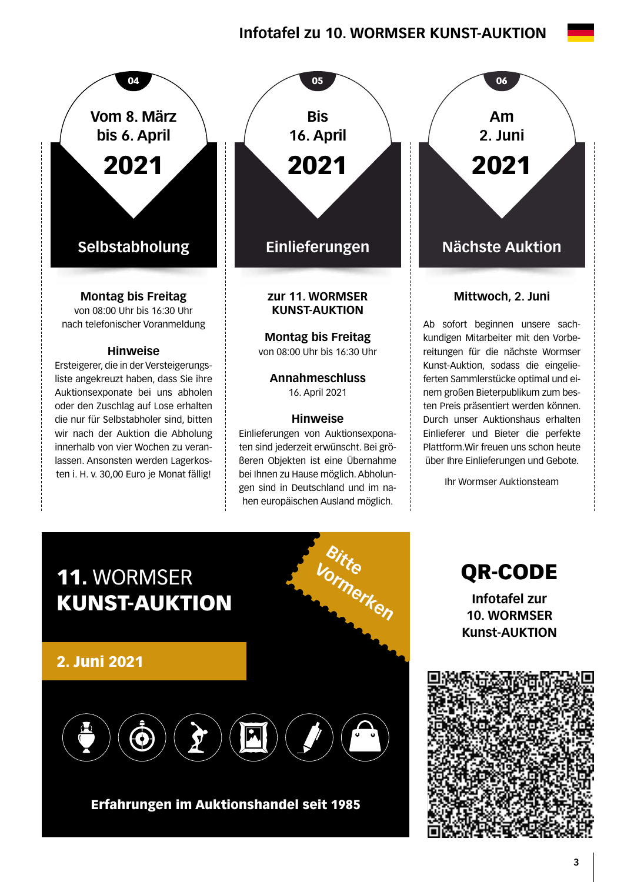# Infotafel zu 10. WORMSER KUNST-AUKTION

## 04

**Vom 8. März bis 6. April 2021**

### Selbstabholung

**Montag bis Freitag**
von 08:00 Uhr bis 16:30 Uhr
nach telefonischer Voranmeldung

**Hinweise**

Ersteigerer, die in der Versteigerungsliste angekreuzt haben, dass Sie ihre Auktionsexponate bei uns abholen oder den Zuschlag auf Lose erhalten die nur für Selbstabholer sind, bitten wir nach der Auktion die Abholung innerhalb von vier Wochen zu veranlassen. Ansonsten werden Lagerkosten i. H. v. 30,00 Euro je Monat fällig!

## 05

**Bis 16. April 2021**

### Einlieferungen

**zur 11. WORMSER KUNST-AUKTION**

**Montag bis Freitag**
von 08:00 Uhr bis 16:30 Uhr

**Annahmeschluss**
16. April 2021

**Hinweise**

Einlieferungen von Auktionsexponaten sind jederzeit erwünscht. Bei größeren Objekten ist eine Übernahme bei Ihnen zu Hause möglich. Abholungen sind in Deutschland und im nahen europäischen Ausland möglich.

## 06

**Am 2. Juni 2021**

### Nächste Auktion

**Mittwoch, 2. Juni**

Ab sofort beginnen unsere sachkundigen Mitarbeiter mit den Vorbereitungen für die nächste Wormser Kunst-Auktion, sodass die eingelieferten Sammlerstücke optimal und einem großen Bieterpublikum zum besten Preis präsentiert werden können. Durch unser Auktionshaus erhalten Einlieferer und Bieter die perfekte Plattform.Wir freuen uns schon heute über Ihre Einlieferungen und Gebote.

Ihr Wormser Auktionsteam

---

## 11. WORMSER KUNST-AUKTION

*Bitte Vormerken*

**2. Juni 2021**

**Erfahrungen im Auktionshandel seit 1985**

## QR-CODE

**Infotafel zur 10. WORMSER Kunst-AUKTION**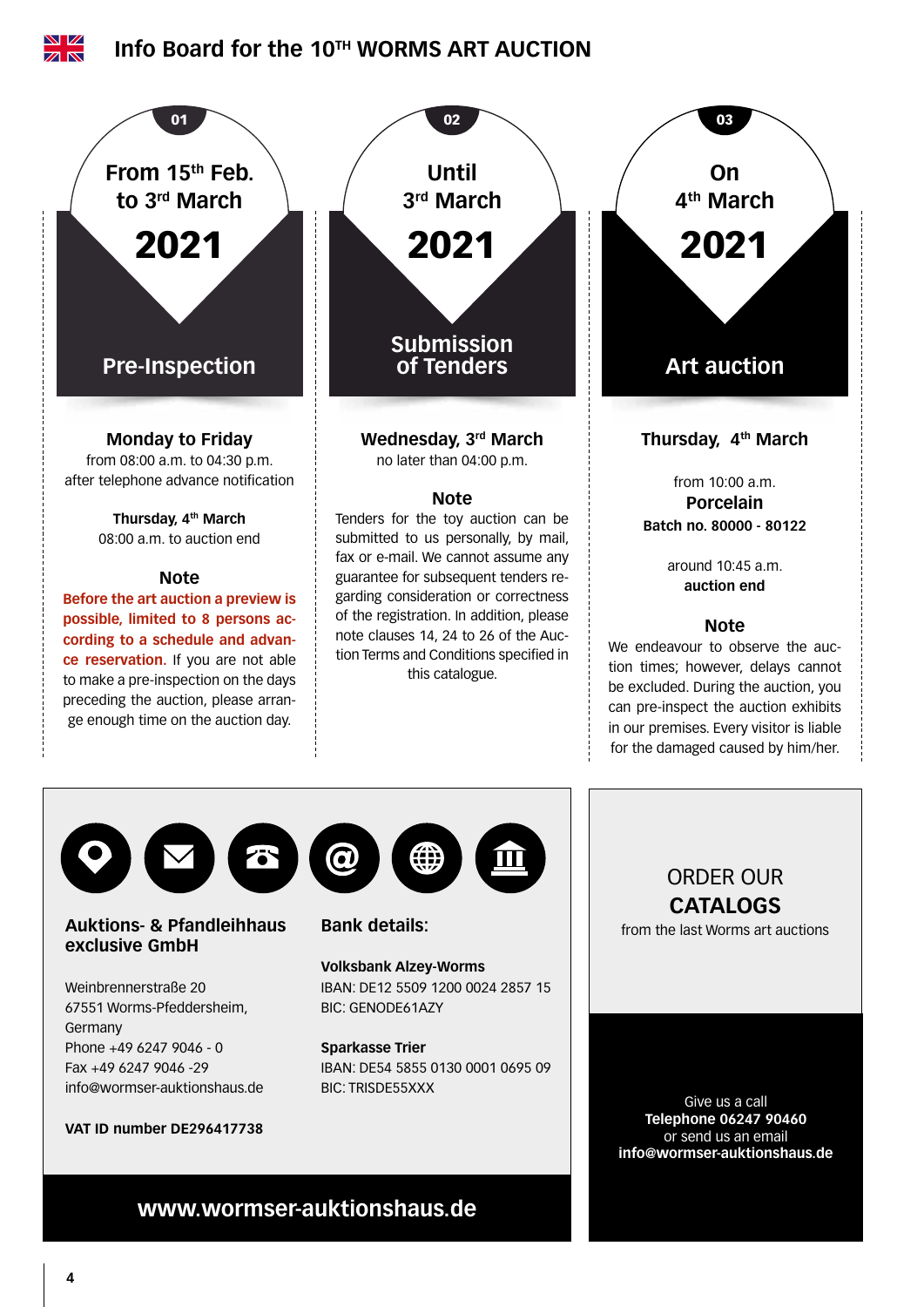# Info Board for the 10TH WORMS ART AUCTION

## 01 — From 15th Feb. to 3rd March 2021

### Pre-Inspection

**Monday to Friday**
from 08:00 a.m. to 04:30 p.m.
after telephone advance notification

**Thursday, 4th March**
08:00 a.m. to auction end

**Note**

**Before the art auction a preview is possible, limited to 8 persons according to a schedule and advance reservation.** If you are not able to make a pre-inspection on the days preceding the auction, please arrange enough time on the auction day.

## 02 — Until 3rd March 2021

### Submission of Tenders

**Wednesday, 3rd March**
no later than 04:00 p.m.

**Note**

Tenders for the toy auction can be submitted to us personally, by mail, fax or e-mail. We cannot assume any guarantee for subsequent tenders regarding consideration or correctness of the registration. In addition, please note clauses 14, 24 to 26 of the Auction Terms and Conditions specified in this catalogue.

## 03 — On 4th March 2021

### Art auction

**Thursday, 4th March**

from 10:00 a.m.
**Porcelain**
**Batch no. 80000 - 80122**

around 10:45 a.m.
**auction end**

**Note**

We endeavour to observe the auction times; however, delays cannot be excluded. During the auction, you can pre-inspect the auction exhibits in our premises. Every visitor is liable for the damaged caused by him/her.

---

**Auktions- & Pfandleihhaus exclusive GmbH**

Weinbrennerstraße 20
67551 Worms-Pfeddersheim,
Germany
Phone +49 6247 9046 - 0
Fax +49 6247 9046 -29
info@wormser-auktionshaus.de

**VAT ID number DE296417738**

**Bank details:**

**Volksbank Alzey-Worms**
IBAN: DE12 5509 1200 0024 2857 15
BIC: GENODE61AZY

**Sparkasse Trier**
IBAN: DE54 5855 0130 0001 0695 09
BIC: TRISDE55XXX

**www.wormser-auktionshaus.de**

---

ORDER OUR **CATALOGS**
from the last Worms art auctions

Give us a call
**Telephone 06247 90460**
or send us an email
**info@wormser-auktionshaus.de**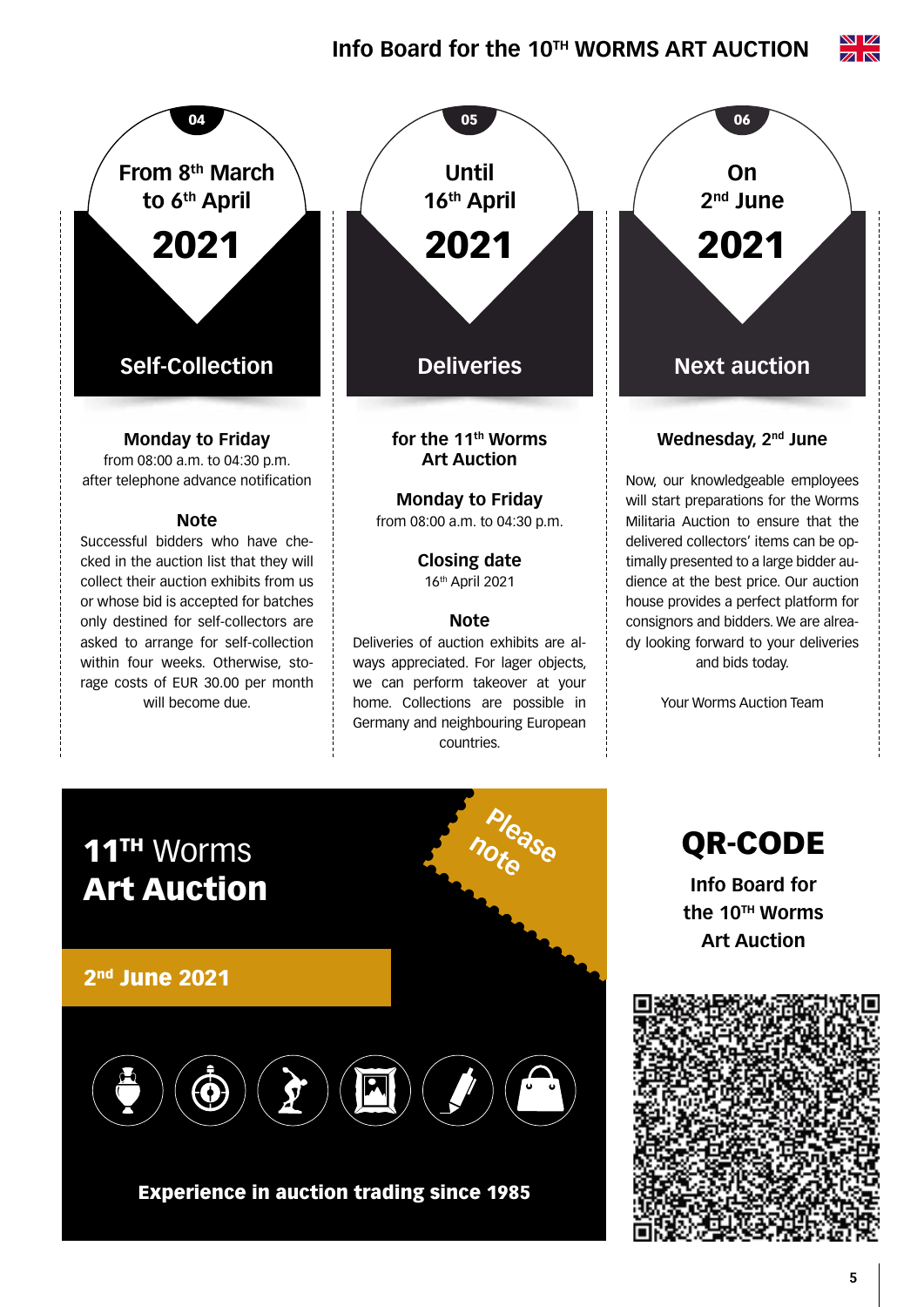# Info Board for the 10TH WORMS ART AUCTION

## 04 — From 8th March to 6th April 2021

### Self-Collection

**Monday to Friday**
from 08:00 a.m. to 04:30 p.m.
after telephone advance notification

**Note**

Successful bidders who have checked in the auction list that they will collect their auction exhibits from us or whose bid is accepted for batches only destined for self-collectors are asked to arrange for self-collection within four weeks. Otherwise, storage costs of EUR 30.00 per month will become due.

## 05 — Until 16th April 2021

### Deliveries

**for the 11th Worms Art Auction**

**Monday to Friday**
from 08:00 a.m. to 04:30 p.m.

**Closing date**
16th April 2021

**Note**

Deliveries of auction exhibits are always appreciated. For lager objects, we can perform takeover at your home. Collections are possible in Germany and neighbouring European countries.

## 06 — On 2nd June 2021

### Next auction

**Wednesday, 2nd June**

Now, our knowledgeable employees will start preparations for the Worms Militaria Auction to ensure that the delivered collectors' items can be optimally presented to a large bidder audience at the best price. Our auction house provides a perfect platform for consignors and bidders. We are already looking forward to your deliveries and bids today.

Your Worms Auction Team

---

**11TH Worms Art Auction**

**2nd June 2021**

Please note

**Experience in auction trading since 1985**

## QR-CODE

**Info Board for the 10TH Worms Art Auction**